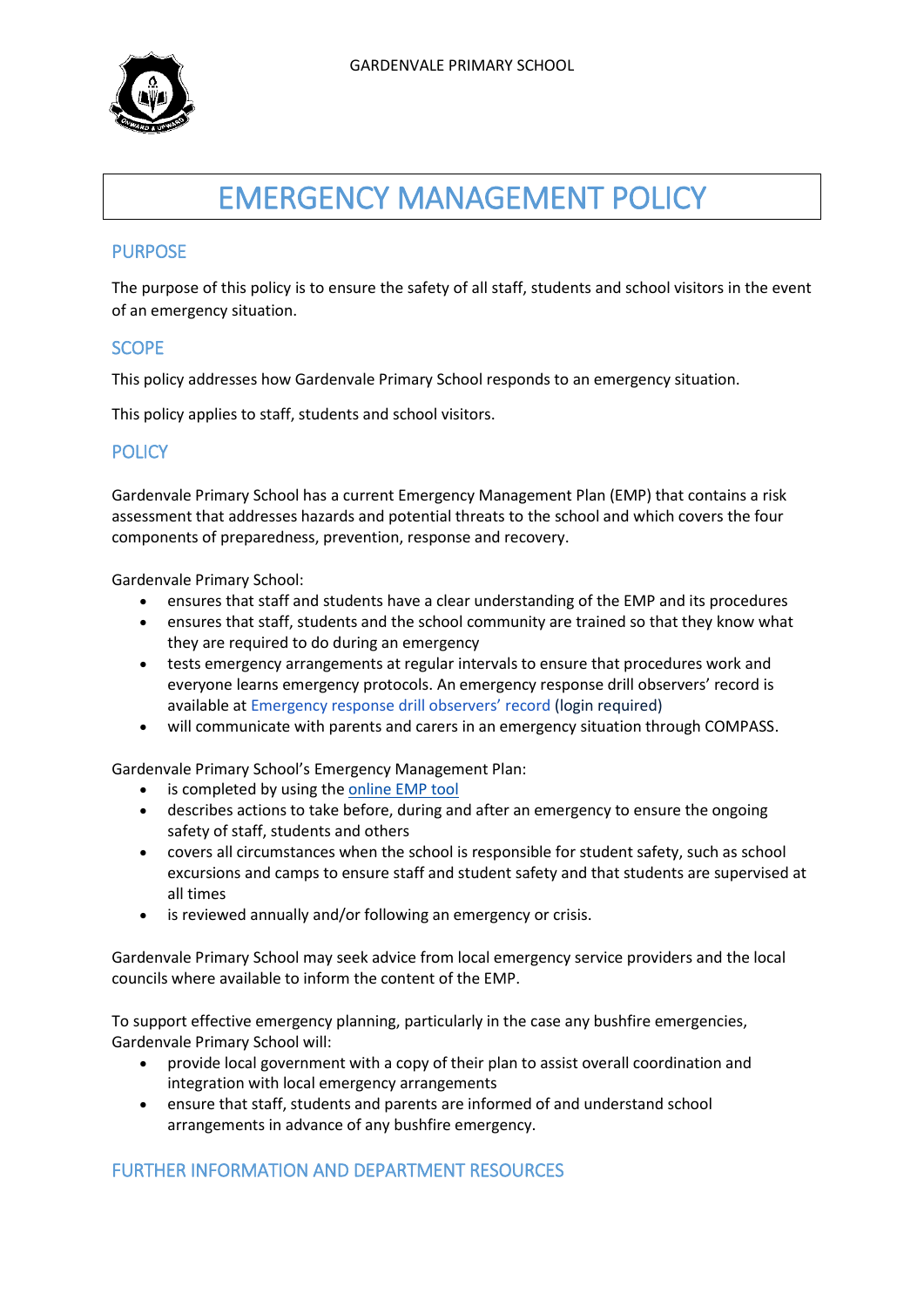GARDENVALE PRIMARY SCHOOL

# EMERGENCY MANAGEMENT POLICY

## PURPOSE

The purpose of this policy is to ensure the safety of all staff, students and school visitors in the event of an emergency situation.

## SCOPE

This policy addresses how Gardenvale Primary School responds to an emergency situation.

This policy applies to staff, students and school visitors.

## POLICY

Gardenvale Primary School has a current Emergency Management Plan (EMP) that contains a risk assessment that addresses hazards and potential threats to the school and which covers the four components of preparedness, prevention, response and recovery.

Gardenvale Primary School:

- ensures that staff and students have a clear understanding of the EMP and its procedures
- ensures that staff, students and the school community are trained so that they know what they are required to do during an emergency
- tests emergency arrangements at regular intervals to ensure that procedures work and everyone learns emergency protocols. An emergency response drill observers' record is available at Emergency response drill observers' record (login required)
- will communicate with parents and carers in an emergency situation through COMPASS.

Gardenvale Primary School's Emergency Management Plan:

- is completed by using the online EMP tool
- describes actions to take before, during and after an emergency to ensure the ongoing safety of staff, students and others
- covers all circumstances when the school is responsible for student safety, such as school excursions and camps to ensure staff and student safety and that students are supervised at all times
- is reviewed annually and/or following an emergency or crisis.

Gardenvale Primary School may seek advice from local emergency service providers and the local councils where available to inform the content of the EMP.

To support effective emergency planning, particularly in the case any bushfire emergencies, Gardenvale Primary School will:

- provide local government with a copy of their plan to assist overall coordination and integration with local emergency arrangements
- ensure that staff, students and parents are informed of and understand school arrangements in advance of any bushfire emergency.

## FURTHER INFORMATION AND DEPARTMENT RESOURCES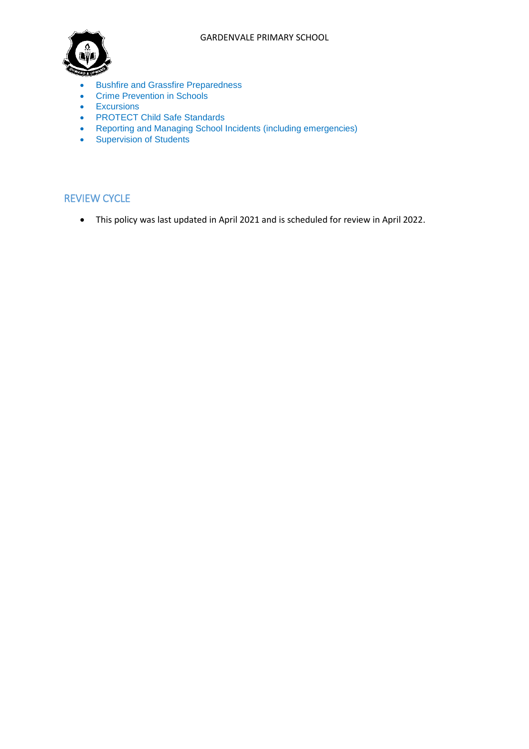- Bushfire and Grassfire Preparedness
- Crime Prevention in Schools
- Excursions
- PROTECT Child Safe Standards
- Reporting and Managing School Incidents (including emergencies)
- Supervision of Students

## REVIEW CYCLE

- This policy was last updated in April 2021 and is scheduled for review in April 2022.